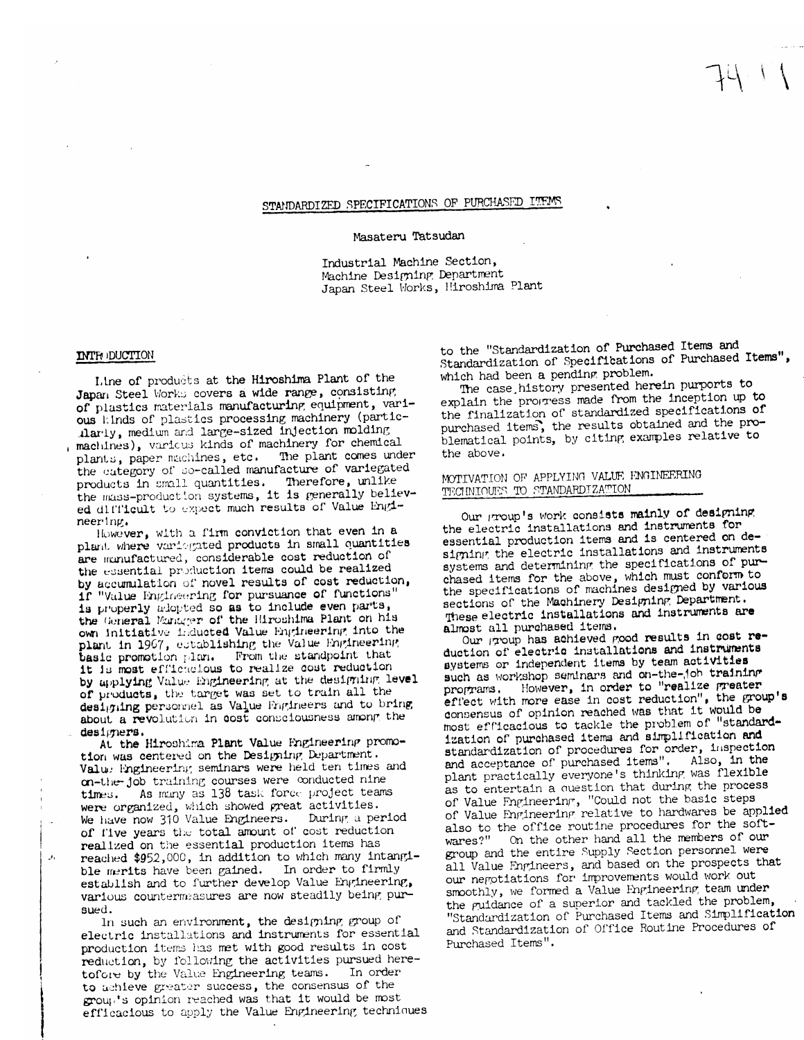# STANDARDIZED SPECIFICATIONS OF PURCHASED ITEMS

Masateru Tatsudan

Industrial Machine Section,
Machine Designing Department
Japan Steel Works, Hiroshima Plant

## INTRODUCTION

Line of products at the Hiroshima Plant of the Japan Steel Works covers a wide range, consisting of plastics materials manufacturing equipment, various kinds of plastics processing machinery (particularly, medium and large-sized injection molding machines), various kinds of machinery for chemical plants, paper machines, etc. The plant comes under the category of so-called manufacture of variegated products in small quantities. Therefore, unlike the mass-production systems, it is generally believed difficult to expect much results of Value Engineering.

However, with a firm conviction that even in a plant where variegated products in small quantities are manufactured, considerable cost reduction of the essential production items could be realized by accumulation of novel results of cost reduction, if "Value Engineering for pursuance of functions" is properly adopted so as to include even parts, the General Manager of the Hiroshima Plant on his own initiative inducted Value Engineering into the plant in 1967, establishing the Value Engineering basic promotion plan. From the standpoint that it is most efficacious to realize cost reduction by applying Value Engineering at the designing level of products, the target was set to train all the designing personnel as Value Engineers and to bring about a revolution in cost consciousness among the designers.

At the Hiroshima Plant Value Engineering promotion was centered on the Designing Department. Value Engineering seminars were held ten times and on-the-job training courses were conducted nine times. As many as 138 task force project teams were organized, which showed great activities. We have now 310 Value Engineers. During a period of five years the total amount of cost reduction realized on the essential production items has reached $952,000, in addition to which many intangible merits have been gained. In order to firmly establish and to further develop Value Engineering, various countermeasures are now steadily being pursued.

In such an environment, the designing group of electric installations and instruments for essential production items has met with good results in cost reduction, by following the activities pursued heretofore by the Value Engineering teams. In order to achieve greater success, the consensus of the group's opinion reached was that it would be most efficacious to apply the Value Engineering techniques to the "Standardization of Purchased Items and Standardization of Specifications of Purchased Items", which had been a pending problem.

The case history presented herein purports to explain the progress made from the inception up to the finalization of standardized specifications of purchased items, the results obtained and the problematical points, by citing examples relative to the above.

## MOTIVATION OF APPLYING VALUE ENGINEERING TECHNIQUES TO STANDARDIZATION

Our group's work consists mainly of designing the electric installations and instruments for essential production items and is centered on designing the electric installations and instruments systems and determining the specifications of purchased items for the above, which must conform to the specifications of machines designed by various sections of the Machinery Designing Department. These electric installations and instruments are almost all purchased items.

Our group has achieved good results in cost reduction of electric installations and instruments systems or independent items by team activities such as workshop seminars and on-the-job training programs. However, in order to "realize greater effect with more ease in cost reduction", the group's consensus of opinion reached was that it would be most efficacious to tackle the problem of "standardization of purchased items and simplification and standardization of procedures for order, inspection and acceptance of purchased items". Also, in the plant practically everyone's thinking was flexible as to entertain a question that during the process of Value Engineering, "Could not the basic steps of Value Engineering relative to hardwares be applied also to the office routine procedures for the softwares?" On the other hand all the members of our group and the entire Supply Section personnel were all Value Engineers, and based on the prospects that our negotiations for improvements would work out smoothly, we formed a Value Engineering team under the guidance of a superior and tackled the problem, "Standardization of Purchased Items and Simplification and Standardization of Office Routine Procedures of Purchased Items".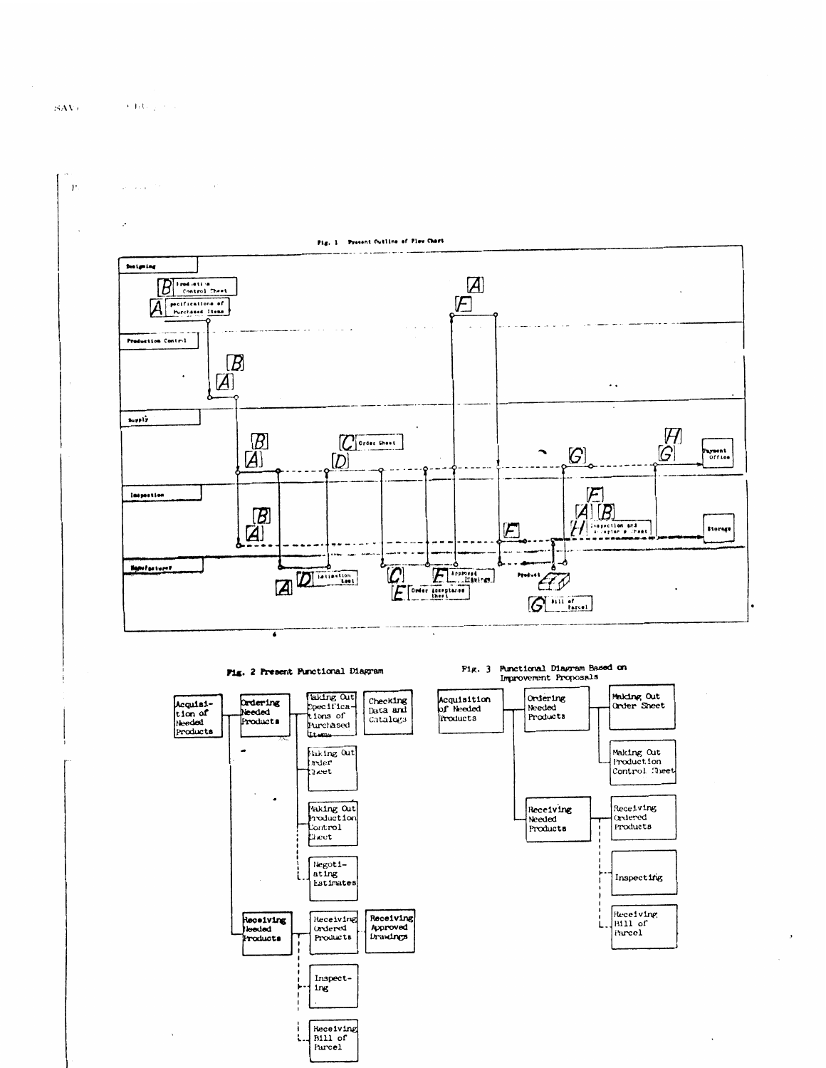Fig. 1 Present Outline of Flow Chart

Designing

Production Control

Supply

Inspection

Manufacturer

[B] Production Control Sheet

[A] Specifications of Purchased Items

[C] Order Sheet

[D] Estimation Seet

[E] Order Acceptance Sheet

[F] Approved Drawings

[G] Bill of Parcel

[H] Inspection and Acceptance Sheet

Product

Payment Office

Storage

Fig. 2 Present Functional Diagram

- Acquisition of Needed Products
  - Ordering Needed Products
    - Making Out Specifications of Purchased Items — Checking Data and Catalogs
    - Making Out Order Sheet
    - Making Out Production Control Sheet
    - Negotiating Estimates
  - Receiving Needed Products
    - Receiving Ordered Products — Receiving Approved Drawings
    - Inspecting
    - Receiving Bill of Parcel

Fig. 3 Functional Diagram Based on Improvement Proposals

- Acquisition of Needed Products
  - Ordering Needed Products
    - Making Out Order Sheet
    - Making Out Production Control Sheet
  - Receiving Needed Products
    - Receiving Ordered Products
    - Inspecting
    - Receiving Bill of Parcel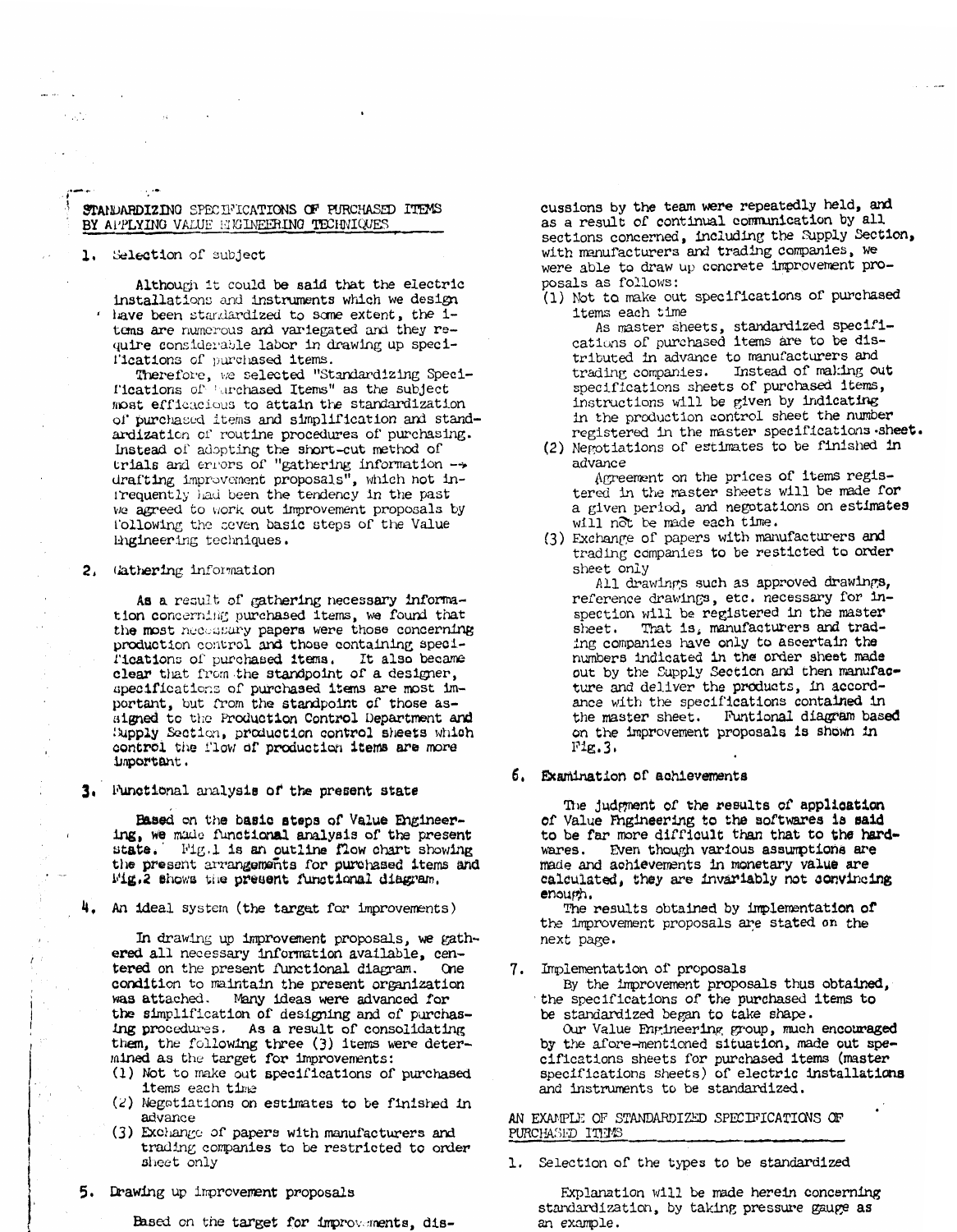## STANDARDIZING SPECIFICATIONS OF PURCHASED ITEMS BY APPLYING VALUE ENGINEERING TECHNIQUES

### 1. Selection of subject

Although it could be said that the electric installations and instruments which we design have been standardized to some extent, the items are numerous and variegated and they require considerable labor in drawing up specifications of purchased items.

Therefore, we selected "Standardizing Specifications of Purchased Items" as the subject most efficacious to attain the standardization of purchased items and simplification and standardization of routine procedures of purchasing. Instead of adopting the short-cut method of trials and errors of "gathering information → drafting improvement proposals", which not infrequently had been the tendency in the past we agreed to work out improvement proposals by following the seven basic steps of the Value Engineering techniques.

### 2. Gathering information

As a result of gathering necessary information concerning purchased items, we found that the most necessary papers were those concerning production control and those containing specifications of purchased items. It also became clear that from the standpoint of a designer, specifications of purchased items are most important, but from the standpoint of those assigned to the Production Control Department and Supply Section, production control sheets which control the flow of production items are more important.

### 3. Functional analysis of the present state

Based on the basic steps of Value Engineering, we made functional analysis of the present state. Fig.1 is an outline flow chart showing the present arrangements for purchased items and Fig.2 shows the present functional diagram.

### 4. An ideal system (the target for improvements)

In drawing up improvement proposals, we gathered all necessary information available, centered on the present functional diagram. One condition to maintain the present organization was attached. Many ideas were advanced for the simplification of designing and of purchasing procedures. As a result of consolidating them, the following three (3) items were determined as the target for improvements:

(1) Not to make out specifications of purchased items each time
(2) Negotiations on estimates to be finished in advance
(3) Exchange of papers with manufacturers and trading companies to be restricted to order sheet only

### 5. Drawing up improvement proposals

Based on the target for improvements, discussions by the team were repeatedly held, and as a result of continual communication by all sections concerned, including the Supply Section, with manufacturers and trading companies, we were able to draw up concrete improvement proposals as follows:

(1) Not to make out specifications of purchased items each time

As master sheets, standardized specifications of purchased items are to be distributed in advance to manufacturers and trading companies. Instead of making out specifications sheets of purchased items, instructions will be given by indicating in the production control sheet the number registered in the master specifications sheet.

(2) Negotiations of estimates to be finished in advance

Agreement on the prices of items registered in the master sheets will be made for a given period, and negotiations on estimates will not be made each time.

(3) Exchange of papers with manufacturers and trading companies to be resticted to order sheet only

All drawings such as approved drawings, reference drawings, etc. necessary for inspection will be registered in the master sheet. That is, manufacturers and trading companies have only to ascertain the numbers indicated in the order sheet made out by the Supply Section and then manufacture and deliver the products, in accordance with the specifications contained in the master sheet. Funtional diagram based on the improvement proposals is shown in Fig.3.

### 6. Examination of achievements

The judgment of the results of application of Value Engineering to the softwares is said to be far more difficult than that to the hardwares. Even though various assumptions are made and achievements in monetary value are calculated, they are invariably not convincing enough.

The results obtained by implementation of the improvement proposals are stated on the next page.

### 7. Implementation of proposals

By the improvement proposals thus obtained, the specifications of the purchased items to be standardized began to take shape.

Our Value Engineering group, much encouraged by the afore-mentioned situation, made out specifications sheets for purchased items (master specifications sheets) of electric installations and instruments to be standardized.

## AN EXAMPLE OF STANDARDIZED SPECIFICATIONS OF PURCHASED ITEMS

### 1. Selection of the types to be standardized

Explanation will be made herein concerning standardization, by taking pressure gauge as an example.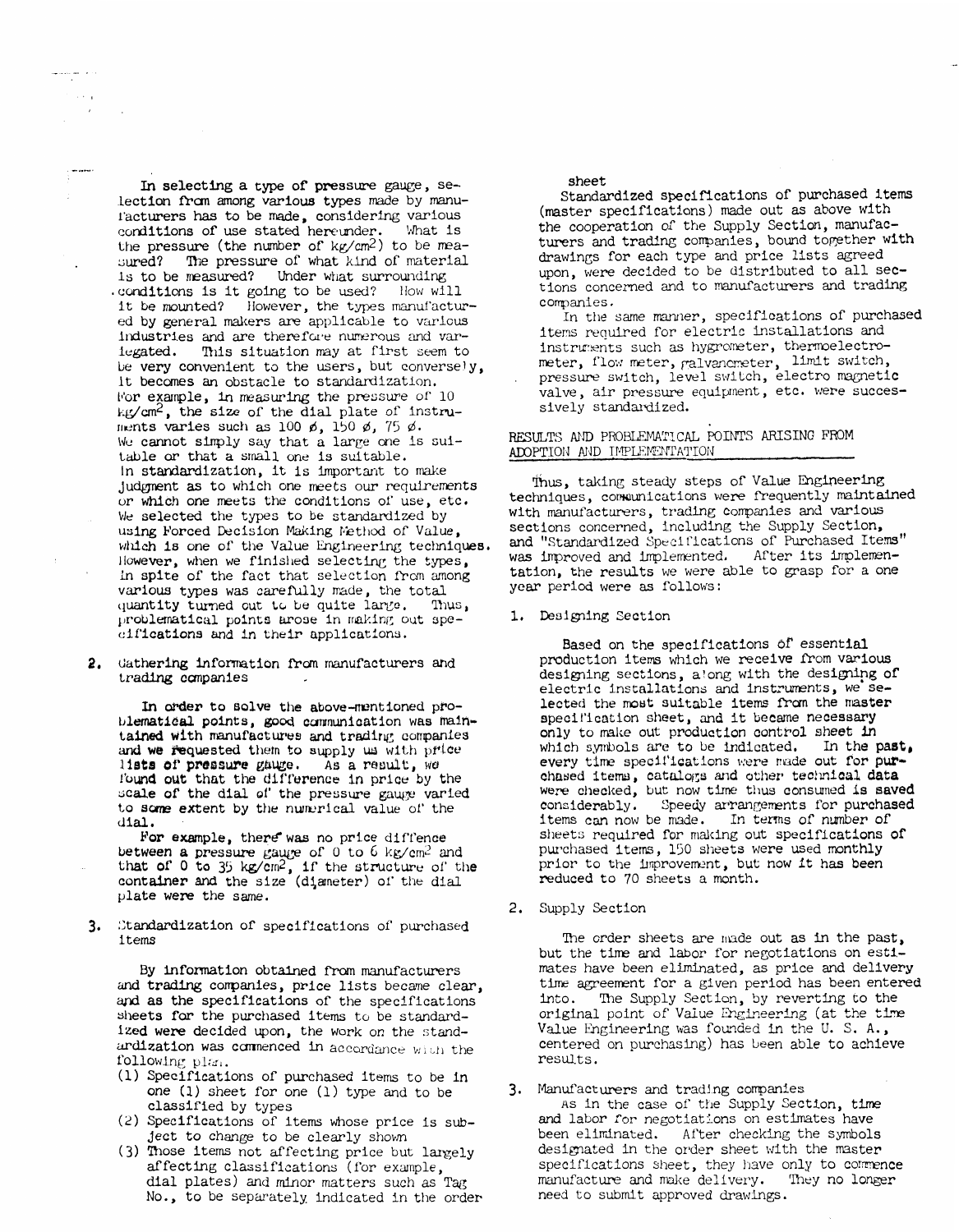In selecting a type of pressure gauge, selection from among various types made by manufacturers has to be made, considering various conditions of use stated hereunder. What is the pressure (the number of $kg/cm^2$) to be measured? The pressure of what kind of material is to be measured? Under what surrounding conditions is it going to be used? How will it be mounted? However, the types manufactured by general makers are applicable to various industries and are therefore numerous and variegated. This situation may at first seem to be very convenient to the users, but conversely, it becomes an obstacle to standardization. For example, in measuring the pressure of 10 $kg/cm^2$, the size of the dial plate of instruments varies such as 100 ø, 150 ø, 75 ø. We cannot simply say that a large one is suitable or that a small one is suitable. In standardization, it is important to make judgment as to which one meets our requirements or which one meets the conditions of use, etc. We selected the types to be standardized by using Forced Decision Making Method of Value, which is one of the Value Engineering techniques. However, when we finished selecting the types, in spite of the fact that selection from among various types was carefully made, the total quantity turned out to be quite large. Thus, problematical points arose in making out specifications and in their applications.

2. Gathering information from manufacturers and trading companies

In order to solve the above-mentioned problematical points, good communication was maintained with manufactures and trading companies and we requested them to supply us with price lists of pressure gauge. As a result, we found out that the difference in price by the scale of the dial of the pressure gauge varied to some extent by the numerical value of the dial.

For example, there was no price diff'ence between a pressure gauge of 0 to 6 $kg/cm^2$ and that of 0 to 35 $kg/cm^2$, if the structure of the container and the size (diameter) of the dial plate were the same.

3. Standardization of specifications of purchased items

By information obtained from manufacturers and trading companies, price lists became clear, and as the specifications of the specifications sheets for the purchased items to be standardized were decided upon, the work on the standardization was commenced in accordance with the following plan.

(1) Specifications of purchased items to be in one (1) sheet for one (1) type and to be classified by types
(2) Specifications of items whose price is subject to change to be clearly shown
(3) Those items not affecting price but largely affecting classifications (for example, dial plates) and minor matters such as Tag No., to be separately indicated in the order sheet

Standardized specifications of purchased items (master specifications) made out as above with the cooperation of the Supply Section, manufacturers and trading companies, bound together with drawings for each type and price lists agreed upon, were decided to be distributed to all sections concerned and to manufacturers and trading companies.

In the same manner, specifications of purchased items required for electric installations and instruments such as hygrometer, thermoelectrometer, flow meter, galvanometer, limit switch, pressure switch, level switch, electro magnetic valve, air pressure equipment, etc. were successively standardized.

## RESULTS AND PROBLEMATICAL POINTS ARISING FROM ADOPTION AND IMPLEMENTATION

Thus, taking steady steps of Value Engineering techniques, communications were frequently maintained with manufacturers, trading companies and various sections concerned, including the Supply Section, and "Standardized Specifications of Purchased Items" was improved and implemented. After its implementation, the results we were able to grasp for a one year period were as follows:

1. Designing Section

Based on the specifications of essential production items which we receive from various designing sections, along with the designing of electric installations and instruments, we selected the most suitable items from the master specification sheet, and it became necessary only to make out production control sheet in which symbols are to be indicated. In the past, every time specifications were made out for purchased items, catalogs and other technical data were checked, but now time thus consumed is saved considerably. Speedy arrangements for purchased items can now be made. In terms of number of sheets required for making out specifications of purchased items, 150 sheets were used monthly prior to the improvement, but now it has been reduced to 70 sheets a month.

2. Supply Section

The order sheets are made out as in the past, but the time and labor for negotiations on estimates have been eliminated, as price and delivery time agreement for a given period has been entered into. The Supply Section, by reverting to the original point of Value Engineering (at the time Value Engineering was founded in the U. S. A., centered on purchasing) has been able to achieve results.

3. Manufacturers and trading companies

As in the case of the Supply Section, time and labor for negotiations on estimates have been eliminated. After checking the symbols designated in the order sheet with the master specifications sheet, they have only to commence manufacture and make delivery. They no longer need to submit approved drawings.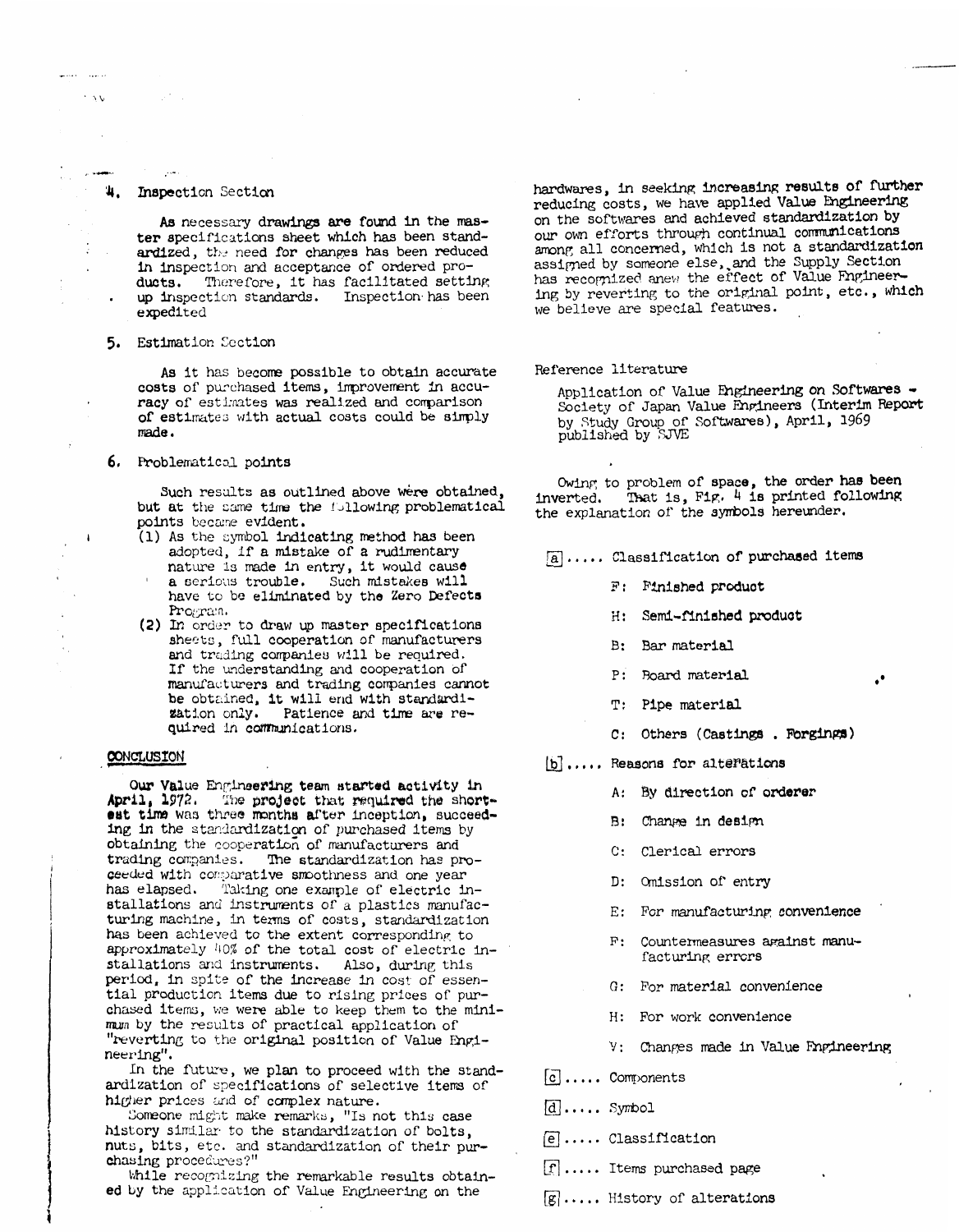### 4. Inspection Section

As necessary drawings are found in the master specifications sheet which has been standardized, the need for changes has been reduced in inspection and acceptance of ordered products. Therefore, it has facilitated setting up inspection standards. Inspection has been expedited

### 5. Estimation Section

As it has become possible to obtain accurate costs of purchased items, improvement in accuracy of estimates was realized and comparison of estimates with actual costs could be simply made.

### 6. Problematical points

Such results as outlined above were obtained, but at the same time the following problematical points became evident.

(1) As the symbol indicating method has been adopted, if a mistake of a rudimentary nature is made in entry, it would cause a serious trouble. Such mistakes will have to be eliminated by the Zero Defects Program.

(2) In order to draw up master specifications sheets, full cooperation of manufacturers and trading companies will be required. If the understanding and cooperation of manufacturers and trading companies cannot be obtained, it will end with standardization only. Patience and time are required in communications.

## CONCLUSION

Our Value Engineering team started activity in April, 1972. The project that required the shortest time was three months after inception, succeeding in the standardization of purchased items by obtaining the cooperation of manufacturers and trading companies. The standardization has proceeded with comparative smoothness and one year has elapsed. Taking one example of electric installations and instruments of a plastics manufacturing machine, in terms of costs, standardization has been achieved to the extent corresponding to approximately 40% of the total cost of electric installations and instruments. Also, during this period, in spite of the increase in cost of essential production items due to rising prices of purchased items, we were able to keep them to the minimum by the results of practical application of "reverting to the original position of Value Engineering".

In the future, we plan to proceed with the standardization of specifications of selective items of higher prices and of complex nature.

Someone might make remarks, "Is not this case history similar to the standardization of bolts, nuts, bits, etc. and standardization of their purchasing procedures?"

While recognizing the remarkable results obtained by the application of Value Engineering on the hardwares, in seeking increasing results of further reducing costs, we have applied Value Engineering on the softwares and achieved standardization by our own efforts through continual communications among all concerned, which is not a standardization assigned by someone else, and the Supply Section has recognized anew the effect of Value Engineering by reverting to the original point, etc., which we believe are special features.

Reference literature

Application of Value Engineering on Softwares - Society of Japan Value Engineers (Interim Report by Study Group of Softwares), April, 1969 published by SJVE

Owing to problem of space, the order has been inverted. That is, Fig. 4 is printed following the explanation of the symbols hereunder.

[a] ..... Classification of purchased items

- F: Finished product
- H: Semi-finished product
- B: Bar material
- P: Board material
- T: Pipe material
- C: Others (Castings . Forgings)

[b] ..... Reasons for alterations

- A: By direction of orderer
- B: Change in design
- C: Clerical errors
- D: Omission of entry
- E: For manufacturing convenience
- F: Countermeasures against manufacturing errors
- G: For material convenience
- H: For work convenience
- V: Changes made in Value Engineering

[c] ..... Components

[d] ..... Symbol

[e] ..... Classification

[f] ..... Items purchased page

[g] ..... History of alterations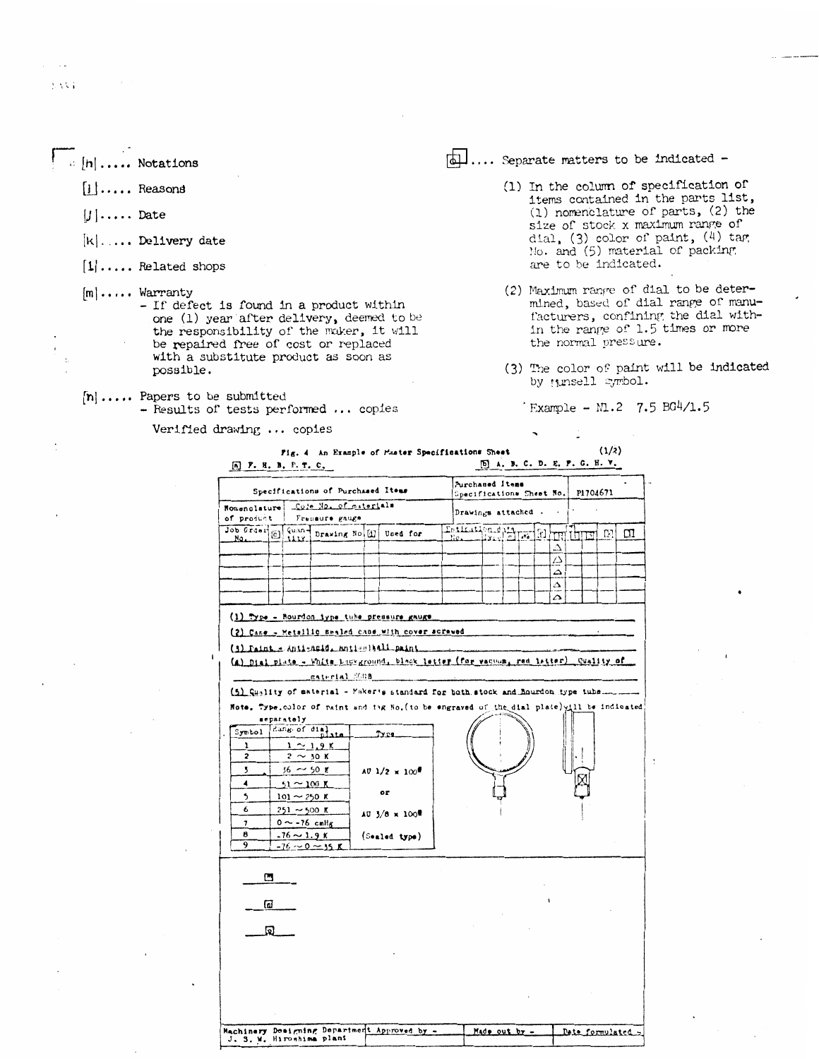[h] ..... Notations

[i] ..... Reasons

[j] ..... Date

[k] ..... Delivery date

[l] ..... Related shops

[m] ..... Warranty
- If defect is found in a product within one (1) year after delivery, deemed to be the responsibility of the maker, it will be repaired free of cost or replaced with a substitute product as soon as possible.

[n] ..... Papers to be submitted
- Results of tests performed ... copies

Verified drawing ... copies

[o] .... Separate matters to be indicated -

(1) In the column of specification of items contained in the parts list, (1) nomenclature of parts, (2) the size of stock x maximum range of dial, (3) color of paint, (4) tag No. and (5) material of packing are to be indicated.

(2) Maximum range of dial to be determined, based of dial range of manufacturers, confining the dial within the range of 1.5 times or more the normal pressure.

(3) The color of paint will be indicated by Munsell symbol.

Example - N1.2 7.5 BG4/1.5

Fig. 4 An Example of Master Specifications Sheet (1/2)

[a] F. H. B. P. T. C. [b] A. B. C. D. E. F. G. H. V.

| Specifications of Purchased Items | | | | | | Purchased Items Specifications Sheet No. | | | | | P1704671 | | | | |
|---|---|---|---|---|---|---|---|---|---|---|---|---|---|---|---|
| Nomenclature of product | Code No. of materials Pressure gauge | | | | | Drawings attached | | | | | | | | | |
| Job Order No. | [c] | Quantity | Drawing No. | [d] | Used for | Indication data No. | | | | [f] | [g] | [h] | [i] | [k] | [l] |
| | | | | | | | | | | | △ | | | | |
| | | | | | | | | | | | △ | | | | |
| | | | | | | | | | | | △ | | | | |
| | | | | | | | | | | | △ | | | | |
| | | | | | | | | | | | △ | | | | |

(1) Type - Bourdon type tube pressure gauge

(2) Case - Metallic sealed case with cover screwed

(3) Paint - Anti-acid, anti-alkali paint

(4) Dial plate - White background, black letter (for vacuum, red letter) Quality of material SUS

(5) Quality of material - Maker's standard for both stock and Bourdon type tube

Note. Type, color of paint and tag No. (to be engraved of the dial plate) will be indicated separately

| Symbol | Range of dial plate | Type |
|---|---|---|
| 1 | 1 ~ 1.9 K | AU 1/2 x 100 or AU 3/8 x 100 (Sealed type) |
| 2 | 2 ~ 30 K | |
| 3 | 36 ~ 50 K | |
| 4 | 51 ~ 100 K | |
| 5 | 101 ~ 250 K | |
| 6 | 251 ~ 500 K | |
| 7 | 0 ~ -76 cmHg | |
| 8 | -76 ~ 1.9 K | |
| 9 | -76 ~ 0 ~ 35 K | |

[m]

[n]

[o]

| Machinery Designing Department J. S. W. Hiroshima plant | Approved by - | Made out by - | Date formulated - |
|---|---|---|---|